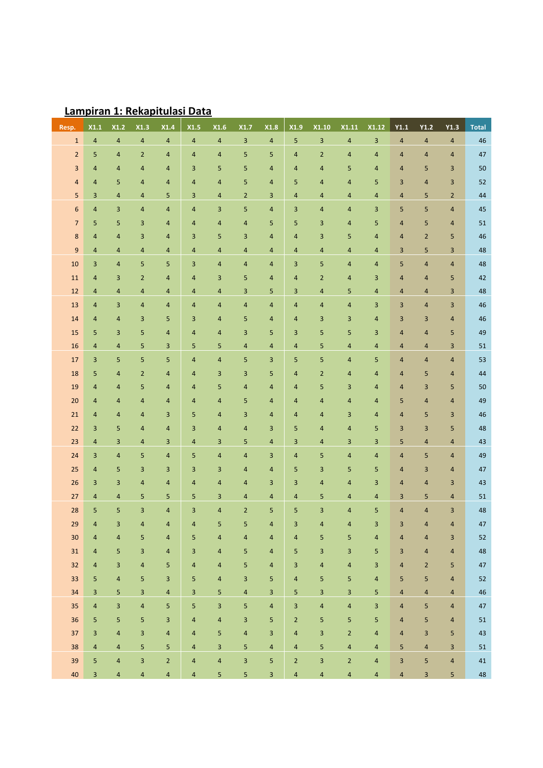## Lampiran 1: Rekapitulasi Data

| Resp. | X1.1 | X1.2 | X1.3 | X1.4 | X1.5 | X1.6 | X1.7 | X1.8 | X1.9 | X1.10 | X1.11 | X1.12 | Y1.1 | Y1.2 | Y1.3 | Total |
|---|---|---|---|---|---|---|---|---|---|---|---|---|---|---|---|---|
| 1 | 4 | 4 | 4 | 4 | 4 | 4 | 3 | 4 | 5 | 3 | 4 | 3 | 4 | 4 | 4 | 46 |
| 2 | 5 | 4 | 2 | 4 | 4 | 4 | 5 | 5 | 4 | 2 | 4 | 4 | 4 | 4 | 4 | 47 |
| 3 | 4 | 4 | 4 | 4 | 3 | 5 | 5 | 4 | 4 | 4 | 5 | 4 | 4 | 5 | 3 | 50 |
| 4 | 4 | 5 | 4 | 4 | 4 | 4 | 5 | 4 | 5 | 4 | 4 | 5 | 3 | 4 | 3 | 52 |
| 5 | 3 | 4 | 4 | 5 | 3 | 4 | 2 | 3 | 4 | 4 | 4 | 4 | 4 | 5 | 2 | 44 |
| 6 | 4 | 3 | 4 | 4 | 4 | 3 | 5 | 4 | 3 | 4 | 4 | 3 | 5 | 5 | 4 | 45 |
| 7 | 5 | 5 | 3 | 4 | 4 | 4 | 4 | 5 | 5 | 3 | 4 | 5 | 4 | 5 | 4 | 51 |
| 8 | 4 | 4 | 3 | 4 | 3 | 5 | 3 | 4 | 4 | 3 | 5 | 4 | 4 | 2 | 5 | 46 |
| 9 | 4 | 4 | 4 | 4 | 4 | 4 | 4 | 4 | 4 | 4 | 4 | 4 | 3 | 5 | 3 | 48 |
| 10 | 3 | 4 | 5 | 5 | 3 | 4 | 4 | 4 | 3 | 5 | 4 | 4 | 5 | 4 | 4 | 48 |
| 11 | 4 | 3 | 2 | 4 | 4 | 3 | 5 | 4 | 4 | 2 | 4 | 3 | 4 | 4 | 5 | 42 |
| 12 | 4 | 4 | 4 | 4 | 4 | 4 | 3 | 5 | 3 | 4 | 5 | 4 | 4 | 4 | 3 | 48 |
| 13 | 4 | 3 | 4 | 4 | 4 | 4 | 4 | 4 | 4 | 4 | 4 | 3 | 3 | 4 | 3 | 46 |
| 14 | 4 | 4 | 3 | 5 | 3 | 4 | 5 | 4 | 4 | 3 | 3 | 4 | 3 | 3 | 4 | 46 |
| 15 | 5 | 3 | 5 | 4 | 4 | 4 | 3 | 5 | 3 | 5 | 5 | 3 | 4 | 4 | 5 | 49 |
| 16 | 4 | 4 | 5 | 3 | 5 | 5 | 4 | 4 | 4 | 5 | 4 | 4 | 4 | 4 | 3 | 51 |
| 17 | 3 | 5 | 5 | 5 | 4 | 4 | 5 | 3 | 5 | 5 | 4 | 5 | 4 | 4 | 4 | 53 |
| 18 | 5 | 4 | 2 | 4 | 4 | 4 | 3 | 3 | 5 | 4 | 2 | 4 | 4 | 5 | 4 | 44 |
| 19 | 4 | 4 | 5 | 4 | 4 | 5 | 4 | 4 | 4 | 5 | 3 | 4 | 4 | 3 | 5 | 50 |
| 20 | 4 | 4 | 4 | 4 | 4 | 4 | 5 | 4 | 4 | 4 | 4 | 4 | 5 | 4 | 4 | 49 |
| 21 | 4 | 4 | 4 | 3 | 5 | 4 | 3 | 4 | 4 | 4 | 3 | 4 | 4 | 5 | 3 | 46 |
| 22 | 3 | 5 | 4 | 4 | 3 | 4 | 4 | 3 | 5 | 4 | 4 | 5 | 3 | 3 | 5 | 48 |
| 23 | 4 | 3 | 4 | 3 | 4 | 3 | 5 | 4 | 3 | 4 | 3 | 3 | 5 | 4 | 4 | 43 |
| 24 | 3 | 4 | 5 | 4 | 5 | 4 | 4 | 3 | 4 | 5 | 4 | 4 | 4 | 5 | 4 | 49 |
| 25 | 4 | 5 | 3 | 3 | 3 | 3 | 4 | 4 | 5 | 3 | 5 | 5 | 4 | 3 | 4 | 47 |
| 26 | 3 | 3 | 4 | 4 | 4 | 4 | 4 | 3 | 3 | 4 | 4 | 3 | 4 | 4 | 3 | 43 |
| 27 | 4 | 4 | 5 | 5 | 5 | 3 | 4 | 4 | 4 | 5 | 4 | 4 | 3 | 5 | 4 | 51 |
| 28 | 5 | 5 | 3 | 4 | 3 | 4 | 2 | 5 | 5 | 3 | 4 | 5 | 4 | 4 | 3 | 48 |
| 29 | 4 | 3 | 4 | 4 | 4 | 5 | 5 | 4 | 3 | 4 | 4 | 3 | 3 | 4 | 4 | 47 |
| 30 | 4 | 4 | 5 | 4 | 5 | 4 | 4 | 4 | 4 | 5 | 5 | 4 | 4 | 4 | 3 | 52 |
| 31 | 4 | 5 | 3 | 4 | 3 | 4 | 5 | 4 | 5 | 3 | 3 | 5 | 3 | 4 | 4 | 48 |
| 32 | 4 | 3 | 4 | 5 | 4 | 4 | 5 | 4 | 3 | 4 | 4 | 3 | 4 | 2 | 5 | 47 |
| 33 | 5 | 4 | 5 | 3 | 5 | 4 | 3 | 5 | 4 | 5 | 5 | 4 | 5 | 5 | 4 | 52 |
| 34 | 3 | 5 | 3 | 4 | 3 | 5 | 4 | 3 | 5 | 3 | 3 | 5 | 4 | 4 | 4 | 46 |
| 35 | 4 | 3 | 4 | 5 | 5 | 3 | 5 | 4 | 3 | 4 | 4 | 3 | 4 | 5 | 4 | 47 |
| 36 | 5 | 5 | 5 | 3 | 4 | 4 | 3 | 5 | 2 | 5 | 5 | 5 | 4 | 5 | 4 | 51 |
| 37 | 3 | 4 | 3 | 4 | 4 | 5 | 4 | 3 | 4 | 3 | 2 | 4 | 4 | 3 | 5 | 43 |
| 38 | 4 | 4 | 5 | 5 | 4 | 3 | 5 | 4 | 4 | 5 | 4 | 4 | 5 | 4 | 3 | 51 |
| 39 | 5 | 4 | 3 | 2 | 4 | 4 | 3 | 5 | 2 | 3 | 2 | 4 | 3 | 5 | 4 | 41 |
| 40 | 3 | 4 | 4 | 4 | 4 | 5 | 5 | 3 | 4 | 4 | 4 | 4 | 4 | 3 | 5 | 48 |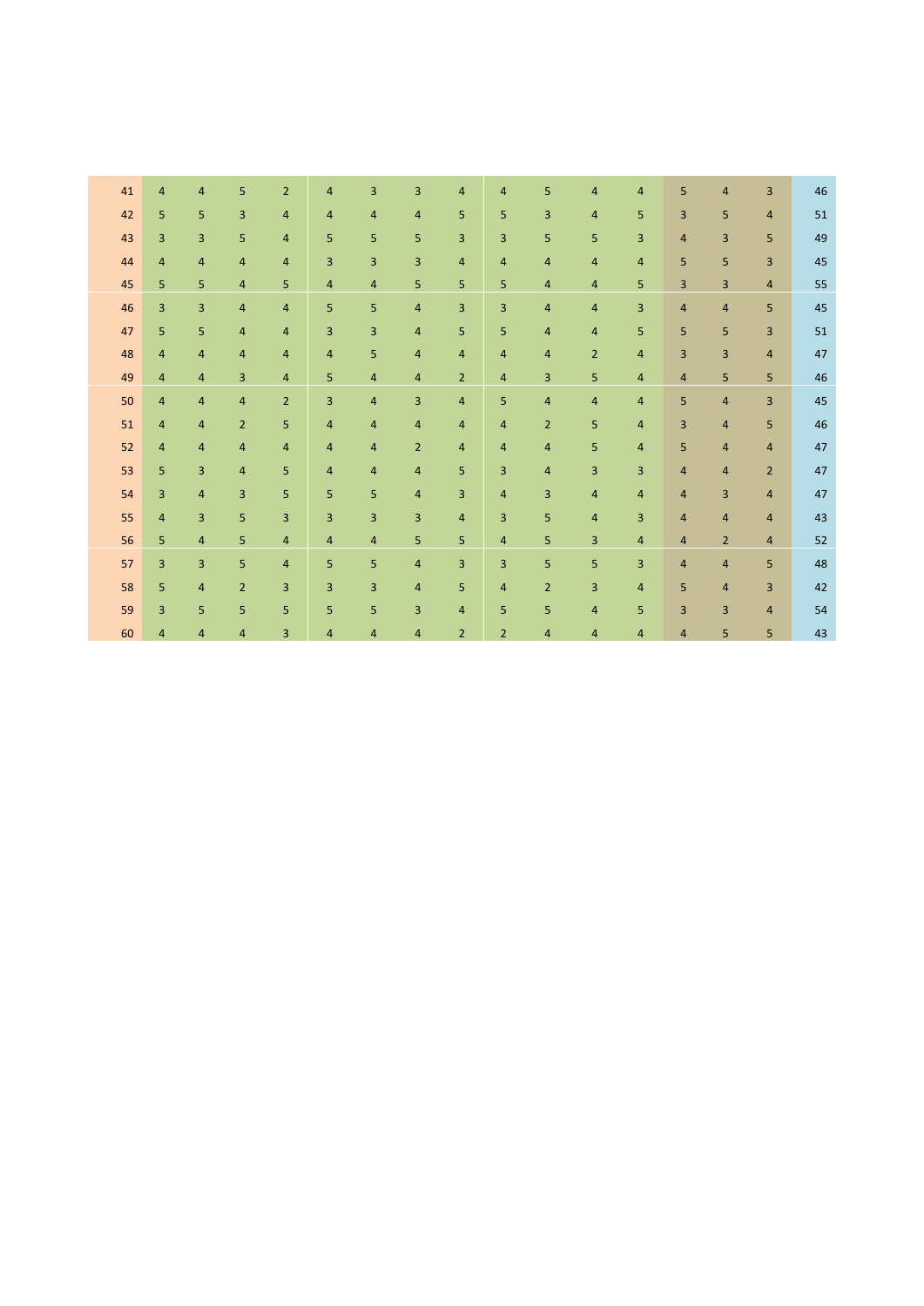| | | | | | | | | | | | | | | | | |
|---|---|---|---|---|---|---|---|---|---|---|---|---|---|---|---|---|
| 41 | 4 | 4 | 5 | 2 | 4 | 3 | 3 | 4 | 4 | 5 | 4 | 4 | 5 | 4 | 3 | 46 |
| 42 | 5 | 5 | 3 | 4 | 4 | 4 | 4 | 5 | 5 | 3 | 4 | 5 | 3 | 5 | 4 | 51 |
| 43 | 3 | 3 | 5 | 4 | 5 | 5 | 5 | 3 | 3 | 5 | 5 | 3 | 4 | 3 | 5 | 49 |
| 44 | 4 | 4 | 4 | 4 | 3 | 3 | 3 | 4 | 4 | 4 | 4 | 4 | 5 | 5 | 3 | 45 |
| 45 | 5 | 5 | 4 | 5 | 4 | 4 | 5 | 5 | 5 | 4 | 4 | 5 | 3 | 3 | 4 | 55 |
| 46 | 3 | 3 | 4 | 4 | 5 | 5 | 4 | 3 | 3 | 4 | 4 | 3 | 4 | 4 | 5 | 45 |
| 47 | 5 | 5 | 4 | 4 | 3 | 3 | 4 | 5 | 5 | 4 | 4 | 5 | 5 | 5 | 3 | 51 |
| 48 | 4 | 4 | 4 | 4 | 4 | 5 | 4 | 4 | 4 | 4 | 2 | 4 | 3 | 3 | 4 | 47 |
| 49 | 4 | 4 | 3 | 4 | 5 | 4 | 4 | 2 | 4 | 3 | 5 | 4 | 4 | 5 | 5 | 46 |
| 50 | 4 | 4 | 4 | 2 | 3 | 4 | 3 | 4 | 5 | 4 | 4 | 4 | 5 | 4 | 3 | 45 |
| 51 | 4 | 4 | 2 | 5 | 4 | 4 | 4 | 4 | 4 | 2 | 5 | 4 | 3 | 4 | 5 | 46 |
| 52 | 4 | 4 | 4 | 4 | 4 | 4 | 2 | 4 | 4 | 4 | 5 | 4 | 5 | 4 | 4 | 47 |
| 53 | 5 | 3 | 4 | 5 | 4 | 4 | 4 | 5 | 3 | 4 | 3 | 3 | 4 | 4 | 2 | 47 |
| 54 | 3 | 4 | 3 | 5 | 5 | 5 | 4 | 3 | 4 | 3 | 4 | 4 | 4 | 3 | 4 | 47 |
| 55 | 4 | 3 | 5 | 3 | 3 | 3 | 3 | 4 | 3 | 5 | 4 | 3 | 4 | 4 | 4 | 43 |
| 56 | 5 | 4 | 5 | 4 | 4 | 4 | 5 | 5 | 4 | 5 | 3 | 4 | 4 | 2 | 4 | 52 |
| 57 | 3 | 3 | 5 | 4 | 5 | 5 | 4 | 3 | 3 | 5 | 5 | 3 | 4 | 4 | 5 | 48 |
| 58 | 5 | 4 | 2 | 3 | 3 | 3 | 4 | 5 | 4 | 2 | 3 | 4 | 5 | 4 | 3 | 42 |
| 59 | 3 | 5 | 5 | 5 | 5 | 5 | 3 | 4 | 5 | 5 | 4 | 5 | 3 | 3 | 4 | 54 |
| 60 | 4 | 4 | 4 | 3 | 4 | 4 | 4 | 2 | 2 | 4 | 4 | 4 | 4 | 5 | 5 | 43 |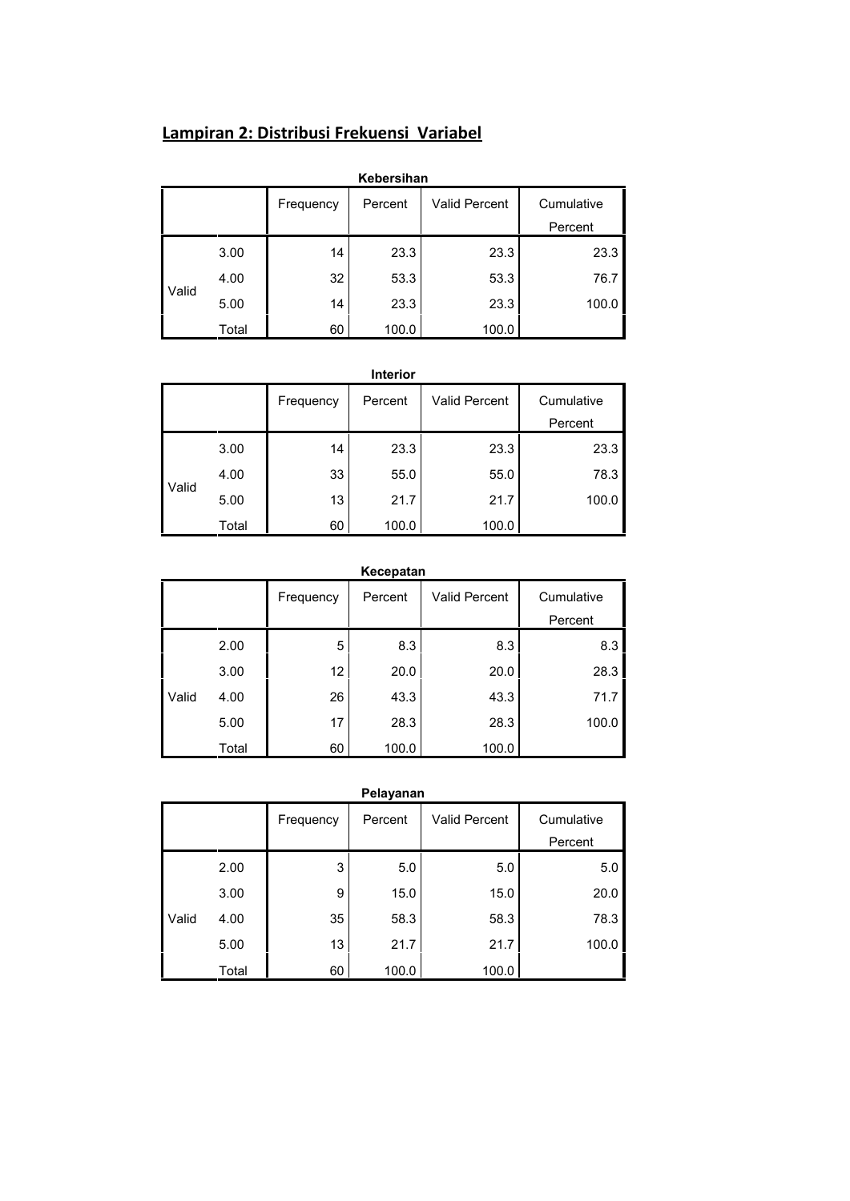## Lampiran 2: Distribusi Frekuensi Variabel

**Kebersihan**

| | | Frequency | Percent | Valid Percent | Cumulative Percent |
|---|---|---|---|---|---|
| Valid | 3.00 | 14 | 23.3 | 23.3 | 23.3 |
| | 4.00 | 32 | 53.3 | 53.3 | 76.7 |
| | 5.00 | 14 | 23.3 | 23.3 | 100.0 |
| | Total | 60 | 100.0 | 100.0 | |

**Interior**

| | | Frequency | Percent | Valid Percent | Cumulative Percent |
|---|---|---|---|---|---|
| Valid | 3.00 | 14 | 23.3 | 23.3 | 23.3 |
| | 4.00 | 33 | 55.0 | 55.0 | 78.3 |
| | 5.00 | 13 | 21.7 | 21.7 | 100.0 |
| | Total | 60 | 100.0 | 100.0 | |

**Kecepatan**

| | | Frequency | Percent | Valid Percent | Cumulative Percent |
|---|---|---|---|---|---|
| Valid | 2.00 | 5 | 8.3 | 8.3 | 8.3 |
| | 3.00 | 12 | 20.0 | 20.0 | 28.3 |
| | 4.00 | 26 | 43.3 | 43.3 | 71.7 |
| | 5.00 | 17 | 28.3 | 28.3 | 100.0 |
| | Total | 60 | 100.0 | 100.0 | |

**Pelayanan**

| | | Frequency | Percent | Valid Percent | Cumulative Percent |
|---|---|---|---|---|---|
| Valid | 2.00 | 3 | 5.0 | 5.0 | 5.0 |
| | 3.00 | 9 | 15.0 | 15.0 | 20.0 |
| | 4.00 | 35 | 58.3 | 58.3 | 78.3 |
| | 5.00 | 13 | 21.7 | 21.7 | 100.0 |
| | Total | 60 | 100.0 | 100.0 | |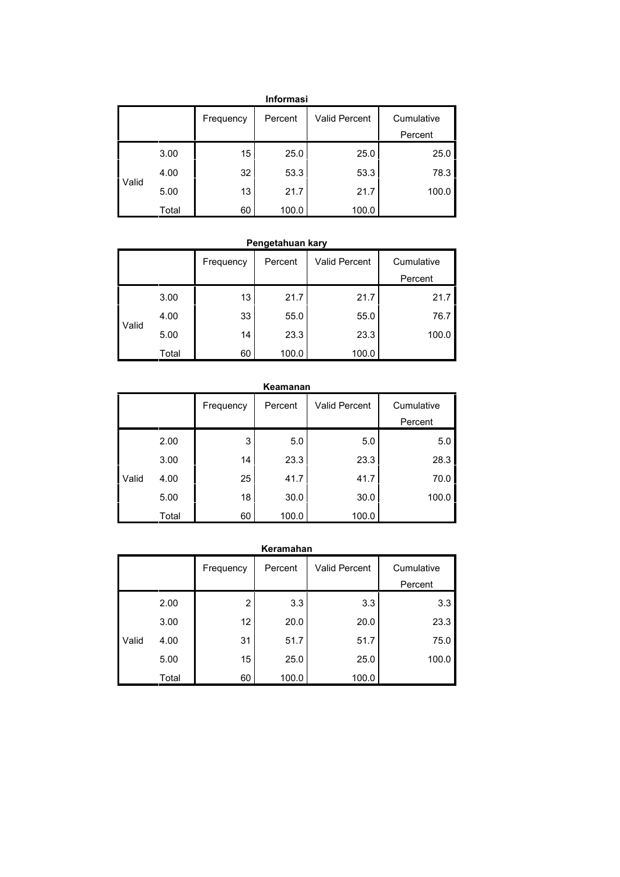**Informasi**

| | | Frequency | Percent | Valid Percent | Cumulative Percent |
|---|---|---|---|---|---|
| Valid | 3.00 | 15 | 25.0 | 25.0 | 25.0 |
| | 4.00 | 32 | 53.3 | 53.3 | 78.3 |
| | 5.00 | 13 | 21.7 | 21.7 | 100.0 |
| | Total | 60 | 100.0 | 100.0 | |

**Pengetahuan kary**

| | | Frequency | Percent | Valid Percent | Cumulative Percent |
|---|---|---|---|---|---|
| Valid | 3.00 | 13 | 21.7 | 21.7 | 21.7 |
| | 4.00 | 33 | 55.0 | 55.0 | 76.7 |
| | 5.00 | 14 | 23.3 | 23.3 | 100.0 |
| | Total | 60 | 100.0 | 100.0 | |

**Keamanan**

| | | Frequency | Percent | Valid Percent | Cumulative Percent |
|---|---|---|---|---|---|
| Valid | 2.00 | 3 | 5.0 | 5.0 | 5.0 |
| | 3.00 | 14 | 23.3 | 23.3 | 28.3 |
| | 4.00 | 25 | 41.7 | 41.7 | 70.0 |
| | 5.00 | 18 | 30.0 | 30.0 | 100.0 |
| | Total | 60 | 100.0 | 100.0 | |

**Keramahan**

| | | Frequency | Percent | Valid Percent | Cumulative Percent |
|---|---|---|---|---|---|
| Valid | 2.00 | 2 | 3.3 | 3.3 | 3.3 |
| | 3.00 | 12 | 20.0 | 20.0 | 23.3 |
| | 4.00 | 31 | 51.7 | 51.7 | 75.0 |
| | 5.00 | 15 | 25.0 | 25.0 | 100.0 |
| | Total | 60 | 100.0 | 100.0 | |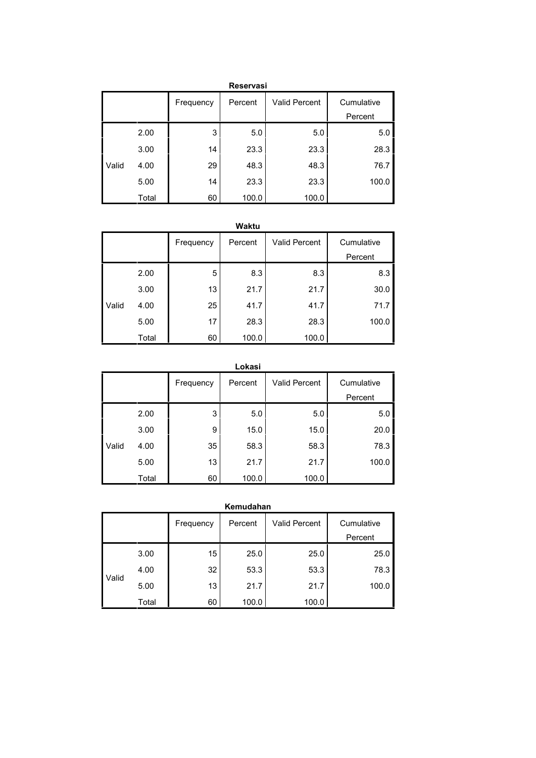**Reservasi**

| | | Frequency | Percent | Valid Percent | Cumulative Percent |
|---|---|---|---|---|---|
| Valid | 2.00 | 3 | 5.0 | 5.0 | 5.0 |
| | 3.00 | 14 | 23.3 | 23.3 | 28.3 |
| | 4.00 | 29 | 48.3 | 48.3 | 76.7 |
| | 5.00 | 14 | 23.3 | 23.3 | 100.0 |
| | Total | 60 | 100.0 | 100.0 | |

**Waktu**

| | | Frequency | Percent | Valid Percent | Cumulative Percent |
|---|---|---|---|---|---|
| Valid | 2.00 | 5 | 8.3 | 8.3 | 8.3 |
| | 3.00 | 13 | 21.7 | 21.7 | 30.0 |
| | 4.00 | 25 | 41.7 | 41.7 | 71.7 |
| | 5.00 | 17 | 28.3 | 28.3 | 100.0 |
| | Total | 60 | 100.0 | 100.0 | |

**Lokasi**

| | | Frequency | Percent | Valid Percent | Cumulative Percent |
|---|---|---|---|---|---|
| Valid | 2.00 | 3 | 5.0 | 5.0 | 5.0 |
| | 3.00 | 9 | 15.0 | 15.0 | 20.0 |
| | 4.00 | 35 | 58.3 | 58.3 | 78.3 |
| | 5.00 | 13 | 21.7 | 21.7 | 100.0 |
| | Total | 60 | 100.0 | 100.0 | |

**Kemudahan**

| | | Frequency | Percent | Valid Percent | Cumulative Percent |
|---|---|---|---|---|---|
| Valid | 3.00 | 15 | 25.0 | 25.0 | 25.0 |
| | 4.00 | 32 | 53.3 | 53.3 | 78.3 |
| | 5.00 | 13 | 21.7 | 21.7 | 100.0 |
| | Total | 60 | 100.0 | 100.0 | |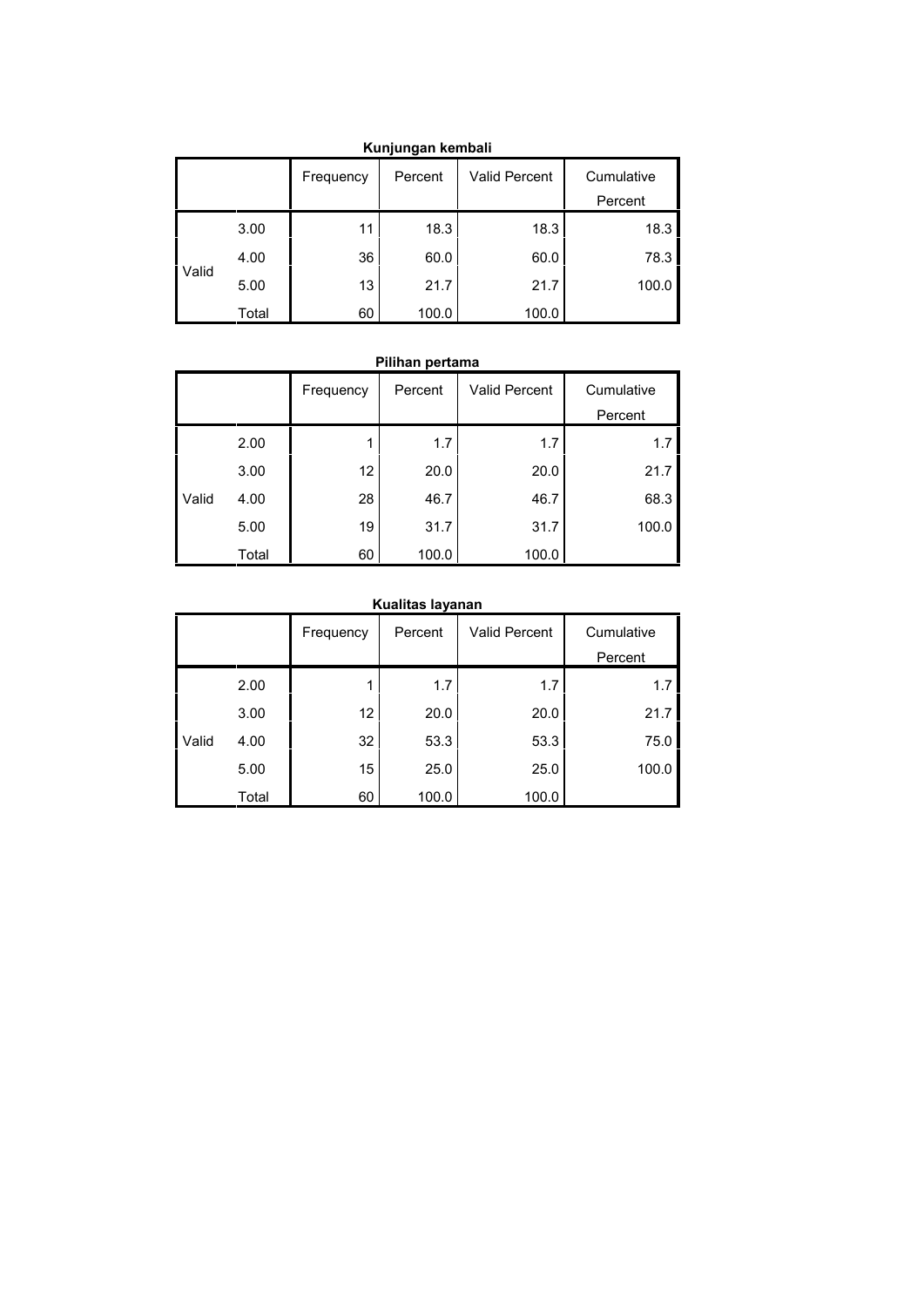**Kunjungan kembali**

| | | Frequency | Percent | Valid Percent | Cumulative Percent |
|---|---|---|---|---|---|
| Valid | 3.00 | 11 | 18.3 | 18.3 | 18.3 |
| | 4.00 | 36 | 60.0 | 60.0 | 78.3 |
| | 5.00 | 13 | 21.7 | 21.7 | 100.0 |
| | Total | 60 | 100.0 | 100.0 | |

**Pilihan pertama**

| | | Frequency | Percent | Valid Percent | Cumulative Percent |
|---|---|---|---|---|---|
| Valid | 2.00 | 1 | 1.7 | 1.7 | 1.7 |
| | 3.00 | 12 | 20.0 | 20.0 | 21.7 |
| | 4.00 | 28 | 46.7 | 46.7 | 68.3 |
| | 5.00 | 19 | 31.7 | 31.7 | 100.0 |
| | Total | 60 | 100.0 | 100.0 | |

**Kualitas layanan**

| | | Frequency | Percent | Valid Percent | Cumulative Percent |
|---|---|---|---|---|---|
| Valid | 2.00 | 1 | 1.7 | 1.7 | 1.7 |
| | 3.00 | 12 | 20.0 | 20.0 | 21.7 |
| | 4.00 | 32 | 53.3 | 53.3 | 75.0 |
| | 5.00 | 15 | 25.0 | 25.0 | 100.0 |
| | Total | 60 | 100.0 | 100.0 | |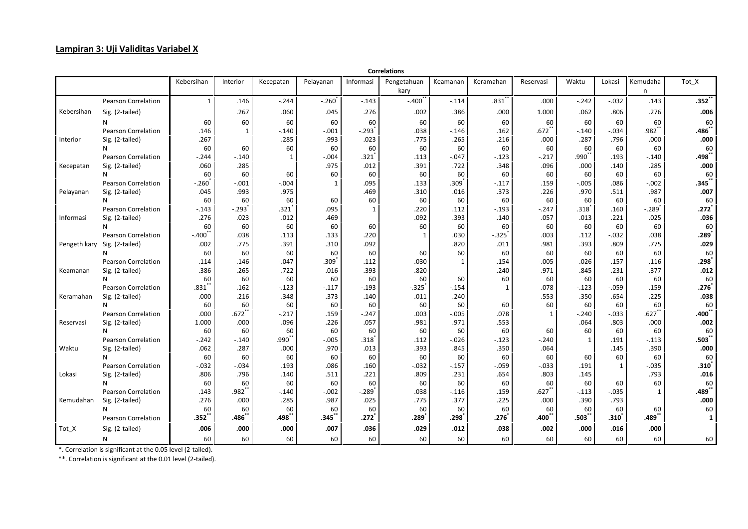## Lampiran 3: Uji Validitas Variabel X

**Correlations**

| | | Kebersihan | Interior | Kecepatan | Pelayanan | Informasi | Pengetahuan kary | Keamanan | Keramahan | Reservasi | Waktu | Lokasi | Kemudahan | Tot_X |
|---|---|---|---|---|---|---|---|---|---|---|---|---|---|---|
| Kebersihan | Pearson Correlation | 1 | .146 | -.244 | -.260* | -.143 | -.400** | -.114 | .831** | .000 | -.242 | -.032 | .143 | **.352**** |
| | Sig. (2-tailed) | | .267 | .060 | .045 | .276 | .002 | .386 | .000 | 1.000 | .062 | .806 | .276 | **.006** |
| | N | 60 | 60 | 60 | 60 | 60 | 60 | 60 | 60 | 60 | 60 | 60 | 60 | 60 |
| Interior | Pearson Correlation | .146 | 1 | -.140 | -.001 | -.293* | .038 | -.146 | .162 | .672** | -.140 | -.034 | .982** | **.486**** |
| | Sig. (2-tailed) | .267 | | .285 | .993 | .023 | .775 | .265 | .216 | .000 | .287 | .796 | .000 | **.000** |
| | N | 60 | 60 | 60 | 60 | 60 | 60 | 60 | 60 | 60 | 60 | 60 | 60 | 60 |
| Kecepatan | Pearson Correlation | -.244 | -.140 | 1 | -.004 | .321* | .113 | -.047 | -.123 | -.217 | .990** | .193 | -.140 | **.498**** |
| | Sig. (2-tailed) | .060 | .285 | | .975 | .012 | .391 | .722 | .348 | .096 | .000 | .140 | .285 | **.000** |
| | N | 60 | 60 | 60 | 60 | 60 | 60 | 60 | 60 | 60 | 60 | 60 | 60 | 60 |
| Pelayanan | Pearson Correlation | -.260* | -.001 | -.004 | 1 | .095 | .133 | .309* | -.117 | .159 | -.005 | .086 | -.002 | **.345**** |
| | Sig. (2-tailed) | .045 | .993 | .975 | | .469 | .310 | .016 | .373 | .226 | .970 | .511 | .987 | **.007** |
| | N | 60 | 60 | 60 | 60 | 60 | 60 | 60 | 60 | 60 | 60 | 60 | 60 | 60 |
| Informasi | Pearson Correlation | -.143 | -.293* | .321* | .095 | 1 | .220 | .112 | -.193 | -.247 | .318* | .160 | -.289* | **.272*** |
| | Sig. (2-tailed) | .276 | .023 | .012 | .469 | | .092 | .393 | .140 | .057 | .013 | .221 | .025 | **.036** |
| | N | 60 | 60 | 60 | 60 | 60 | 60 | 60 | 60 | 60 | 60 | 60 | 60 | 60 |
| Pengeth kary | Pearson Correlation | -.400** | .038 | .113 | .133 | .220 | 1 | .030 | -.325* | .003 | .112 | -.032 | .038 | **.289*** |
| | Sig. (2-tailed) | .002 | .775 | .391 | .310 | .092 | | .820 | .011 | .981 | .393 | .809 | .775 | **.029** |
| | N | 60 | 60 | 60 | 60 | 60 | 60 | 60 | 60 | 60 | 60 | 60 | 60 | 60 |
| Keamanan | Pearson Correlation | -.114 | -.146 | -.047 | .309* | .112 | .030 | 1 | -.154 | -.005 | -.026 | -.157 | -.116 | **.298*** |
| | Sig. (2-tailed) | .386 | .265 | .722 | .016 | .393 | .820 | | .240 | .971 | .845 | .231 | .377 | **.012** |
| | N | 60 | 60 | 60 | 60 | 60 | 60 | 60 | 60 | 60 | 60 | 60 | 60 | 60 |
| Keramahan | Pearson Correlation | .831** | .162 | -.123 | -.117 | -.193 | -.325* | -.154 | 1 | .078 | -.123 | -.059 | .159 | **.276*** |
| | Sig. (2-tailed) | .000 | .216 | .348 | .373 | .140 | .011 | .240 | | .553 | .350 | .654 | .225 | **.038** |
| | N | 60 | 60 | 60 | 60 | 60 | 60 | 60 | 60 | 60 | 60 | 60 | 60 | 60 |
| Reservasi | Pearson Correlation | .000 | .672** | -.217 | .159 | -.247 | .003 | -.005 | .078 | 1 | -.240 | -.033 | .627** | **.400**** |
| | Sig. (2-tailed) | 1.000 | .000 | .096 | .226 | .057 | .981 | .971 | .553 | | .064 | .803 | .000 | **.002** |
| | N | 60 | 60 | 60 | 60 | 60 | 60 | 60 | 60 | 60 | 60 | 60 | 60 | 60 |
| Waktu | Pearson Correlation | -.242 | -.140 | .990** | -.005 | .318* | .112 | -.026 | -.123 | -.240 | 1 | .191 | -.113 | **.503**** |
| | Sig. (2-tailed) | .062 | .287 | .000 | .970 | .013 | .393 | .845 | .350 | .064 | | .145 | .390 | **.000** |
| | N | 60 | 60 | 60 | 60 | 60 | 60 | 60 | 60 | 60 | 60 | 60 | 60 | 60 |
| Lokasi | Pearson Correlation | -.032 | -.034 | .193 | .086 | .160 | -.032 | -.157 | -.059 | -.033 | .191 | 1 | -.035 | **.310*** |
| | Sig. (2-tailed) | .806 | .796 | .140 | .511 | .221 | .809 | .231 | .654 | .803 | .145 | | .793 | **.016** |
| | N | 60 | 60 | 60 | 60 | 60 | 60 | 60 | 60 | 60 | 60 | 60 | 60 | 60 |
| Kemudahan | Pearson Correlation | .143 | .982** | -.140 | -.002 | -.289* | .038 | -.116 | .159 | .627** | -.113 | -.035 | 1 | **.489**** |
| | Sig. (2-tailed) | .276 | .000 | .285 | .987 | .025 | .775 | .377 | .225 | .000 | .390 | .793 | | **.000** |
| | N | 60 | 60 | 60 | 60 | 60 | 60 | 60 | 60 | 60 | 60 | 60 | 60 | 60 |
| Tot_X | Pearson Correlation | **.352**** | **.486**** | **.498**** | **.345**** | **.272*** | **.289*** | **.298*** | **.276*** | **.400**** | **.503**** | **.310*** | **.489**** | 1 |
| | Sig. (2-tailed) | **.006** | **.000** | **.000** | **.007** | **.036** | **.029** | **.012** | **.038** | **.002** | **.000** | **.016** | **.000** | |
| | N | 60 | 60 | 60 | 60 | 60 | 60 | 60 | 60 | 60 | 60 | 60 | 60 | 60 |

*. Correlation is significant at the 0.05 level (2-tailed).

**. Correlation is significant at the 0.01 level (2-tailed).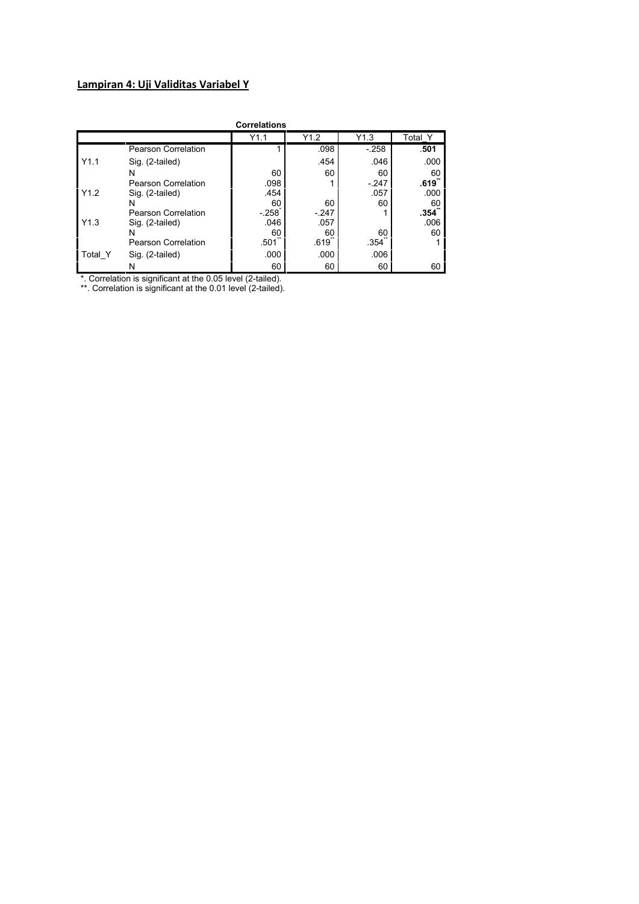## Lampiran 4: Uji Validitas Variabel Y

**Correlations**

| | | Y1.1 | Y1.2 | Y1.3 | Total_Y |
|---|---|---|---|---|---|
| Y1.1 | Pearson Correlation | 1 | .098 | -.258* | **.501**** |
| | Sig. (2-tailed) | | .454 | .046 | .000 |
| | N | 60 | 60 | 60 | 60 |
| Y1.2 | Pearson Correlation | .098 | 1 | -.247 | **.619**** |
| | Sig. (2-tailed) | .454 | | .057 | .000 |
| | N | 60 | 60 | 60 | 60 |
| Y1.3 | Pearson Correlation | -.258* | -.247 | 1 | **.354**** |
| | Sig. (2-tailed) | .046 | .057 | | .006 |
| | N | 60 | 60 | 60 | 60 |
| Total_Y | Pearson Correlation | .501** | .619** | .354** | 1 |
| | Sig. (2-tailed) | .000 | .000 | .006 | |
| | N | 60 | 60 | 60 | 60 |

*. Correlation is significant at the 0.05 level (2-tailed).

**. Correlation is significant at the 0.01 level (2-tailed).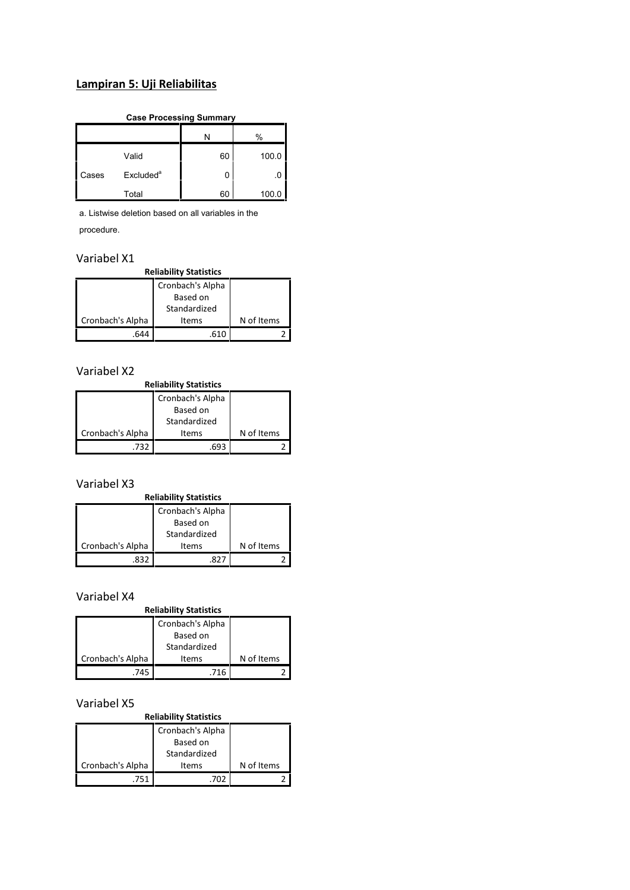## Lampiran 5: Uji Reliabilitas

**Case Processing Summary**

| | | N | % |
|---|---|---|---|
| Cases | Valid | 60 | 100.0 |
| | Excluded[a] | 0 | .0 |
| | Total | 60 | 100.0 |

a. Listwise deletion based on all variables in the procedure.

### Variabel X1

**Reliability Statistics**

| Cronbach's Alpha | Cronbach's Alpha Based on Standardized Items | N of Items |
|---|---|---|
| .644 | .610 | 2 |

### Variabel X2

**Reliability Statistics**

| Cronbach's Alpha | Cronbach's Alpha Based on Standardized Items | N of Items |
|---|---|---|
| .732 | .693 | 2 |

### Variabel X3

**Reliability Statistics**

| Cronbach's Alpha | Cronbach's Alpha Based on Standardized Items | N of Items |
|---|---|---|
| .832 | .827 | 2 |

### Variabel X4

**Reliability Statistics**

| Cronbach's Alpha | Cronbach's Alpha Based on Standardized Items | N of Items |
|---|---|---|
| .745 | .716 | 2 |

### Variabel X5

**Reliability Statistics**

| Cronbach's Alpha | Cronbach's Alpha Based on Standardized Items | N of Items |
|---|---|---|
| .751 | .702 | 2 |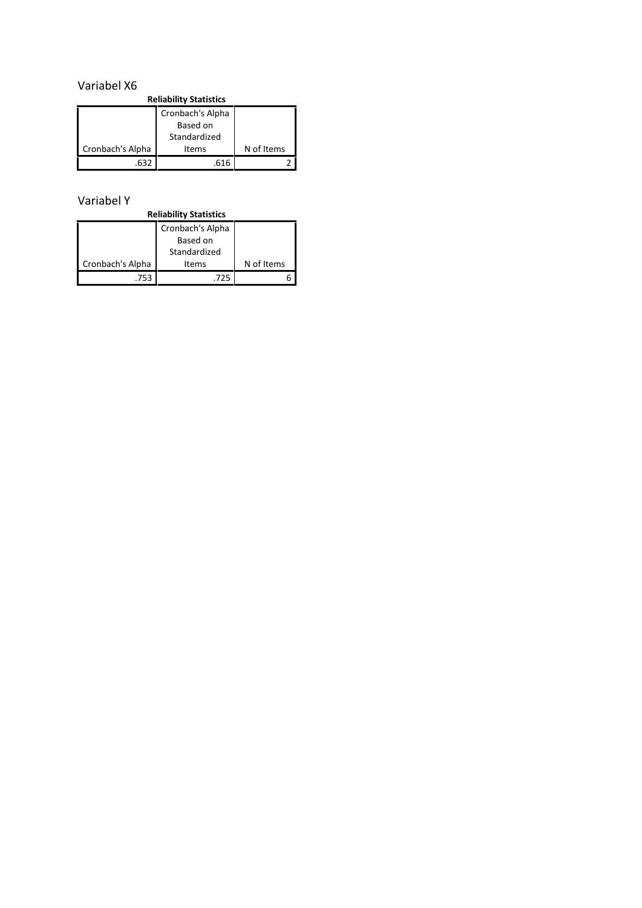Variabel X6

**Reliability Statistics**

| Cronbach's Alpha | Cronbach's Alpha Based on Standardized Items | N of Items |
|---|---|---|
| .632 | .616 | 2 |

Variabel Y

**Reliability Statistics**

| Cronbach's Alpha | Cronbach's Alpha Based on Standardized Items | N of Items |
|---|---|---|
| .753 | .725 | 6 |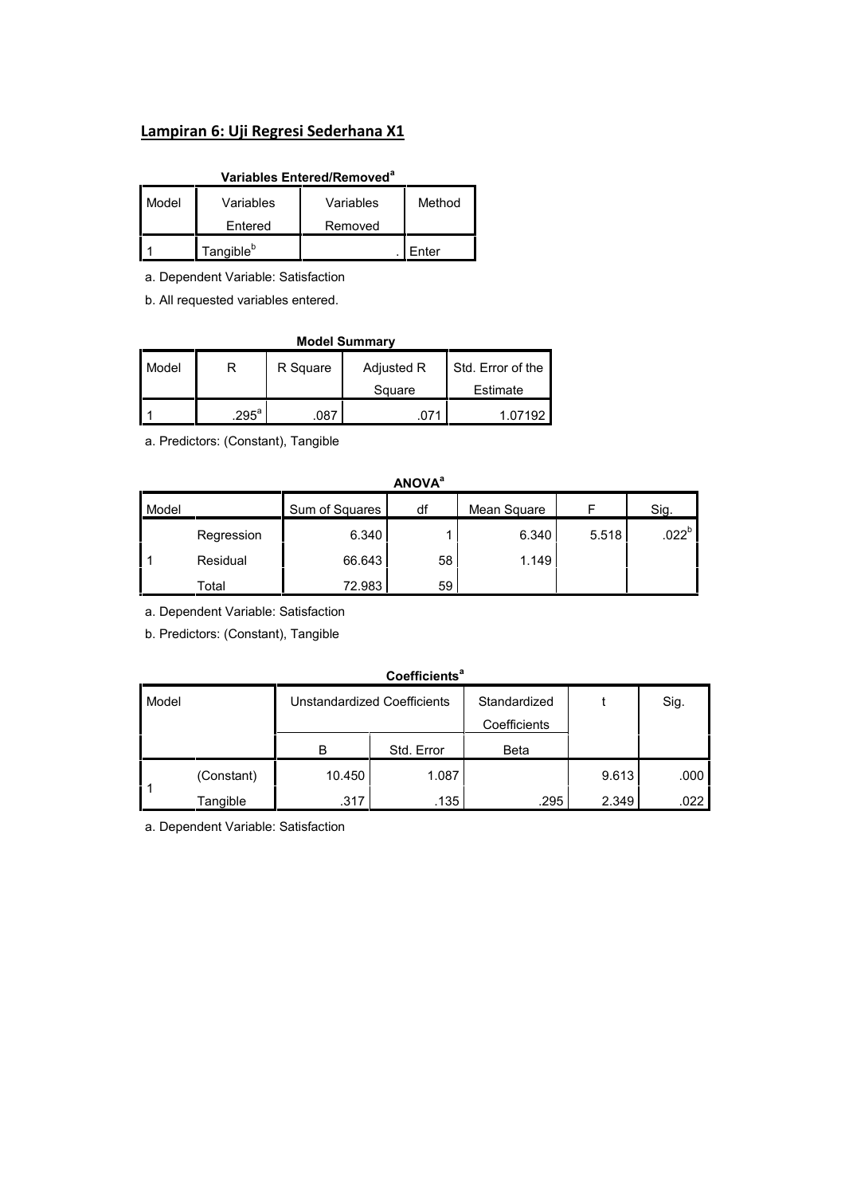## Lampiran 6: Uji Regresi Sederhana X1

**Variables Entered/Removed[a]**

| Model | Variables Entered | Variables Removed | Method |
|---|---|---|---|
| 1 | Tangible[b] | . | Enter |

a. Dependent Variable: Satisfaction

b. All requested variables entered.

**Model Summary**

| Model | R | R Square | Adjusted R Square | Std. Error of the Estimate |
|---|---|---|---|---|
| 1 | .295[a] | .087 | .071 | 1.07192 |

a. Predictors: (Constant), Tangible

**ANOVA[a]**

| Model | | Sum of Squares | df | Mean Square | F | Sig. |
|---|---|---|---|---|---|---|
| 1 | Regression | 6.340 | 1 | 6.340 | 5.518 | .022[b] |
| | Residual | 66.643 | 58 | 1.149 | | |
| | Total | 72.983 | 59 | | | |

a. Dependent Variable: Satisfaction

b. Predictors: (Constant), Tangible

**Coefficients[a]**

| Model | | Unstandardized Coefficients | | Standardized Coefficients | t | Sig. |
|---|---|---|---|---|---|---|
| | | B | Std. Error | Beta | | |
| 1 | (Constant) | 10.450 | 1.087 | | 9.613 | .000 |
| | Tangible | .317 | .135 | .295 | 2.349 | .022 |

a. Dependent Variable: Satisfaction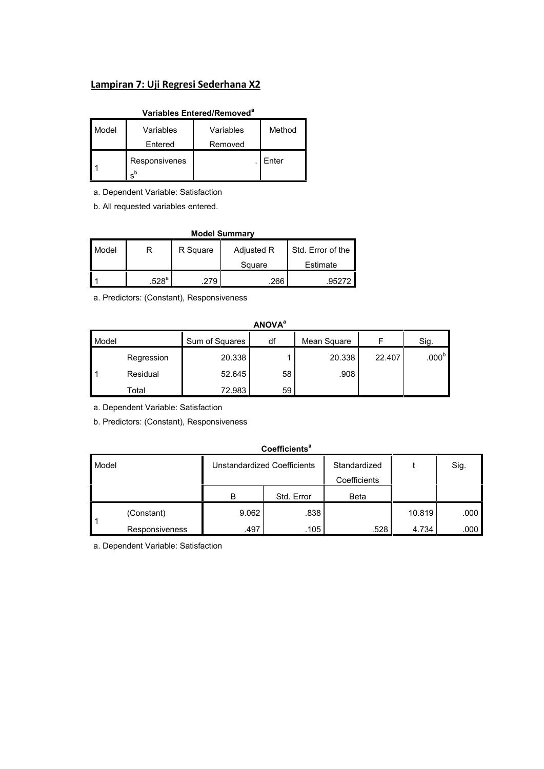## Lampiran 7: Uji Regresi Sederhana X2

**Variables Entered/Removed[a]**

| Model | Variables Entered | Variables Removed | Method |
|---|---|---|---|
| 1 | Responsiveness[b] | . | Enter |

a. Dependent Variable: Satisfaction

b. All requested variables entered.

**Model Summary**

| Model | R | R Square | Adjusted R Square | Std. Error of the Estimate |
|---|---|---|---|---|
| 1 | .528[a] | .279 | .266 | .95272 |

a. Predictors: (Constant), Responsiveness

**ANOVA[a]**

| Model | | Sum of Squares | df | Mean Square | F | Sig. |
|---|---|---|---|---|---|---|
| 1 | Regression | 20.338 | 1 | 20.338 | 22.407 | .000[b] |
| | Residual | 52.645 | 58 | .908 | | |
| | Total | 72.983 | 59 | | | |

a. Dependent Variable: Satisfaction

b. Predictors: (Constant), Responsiveness

**Coefficients[a]**

| Model | | Unstandardized Coefficients | | Standardized Coefficients | t | Sig. |
|---|---|---|---|---|---|---|
| | | B | Std. Error | Beta | | |
| 1 | (Constant) | 9.062 | .838 | | 10.819 | .000 |
| | Responsiveness | .497 | .105 | .528 | 4.734 | .000 |

a. Dependent Variable: Satisfaction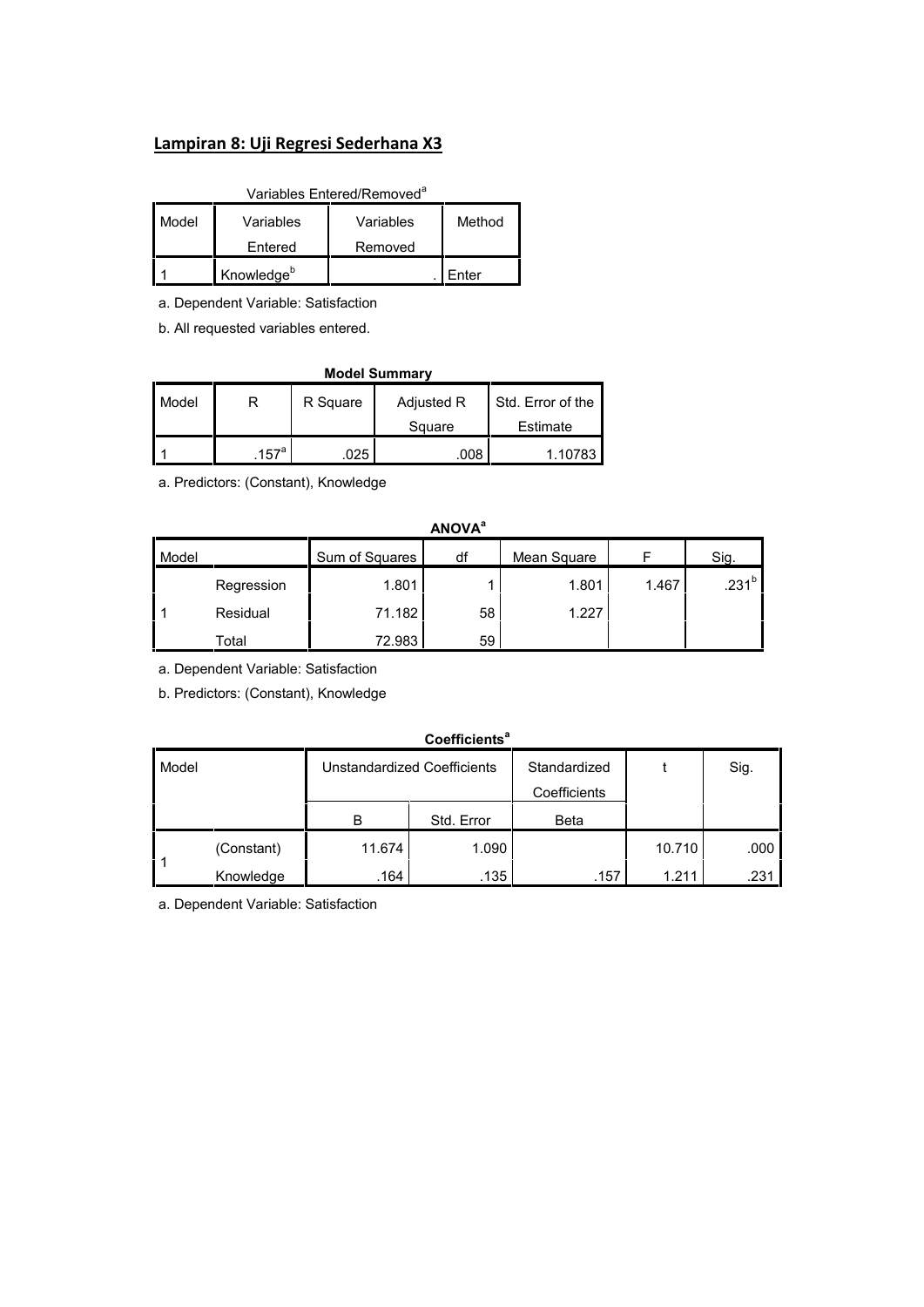## Lampiran 8: Uji Regresi Sederhana X3

Variables Entered/Removed[a]

| Model | Variables Entered | Variables Removed | Method |
|---|---|---|---|
| 1 | Knowledge[b] | . | Enter |

a. Dependent Variable: Satisfaction

b. All requested variables entered.

**Model Summary**

| Model | R | R Square | Adjusted R Square | Std. Error of the Estimate |
|---|---|---|---|---|
| 1 | .157[a] | .025 | .008 | 1.10783 |

a. Predictors: (Constant), Knowledge

**ANOVA[a]**

| Model | | Sum of Squares | df | Mean Square | F | Sig. |
|---|---|---|---|---|---|---|
| 1 | Regression | 1.801 | 1 | 1.801 | 1.467 | .231[b] |
| | Residual | 71.182 | 58 | 1.227 | | |
| | Total | 72.983 | 59 | | | |

a. Dependent Variable: Satisfaction

b. Predictors: (Constant), Knowledge

**Coefficients[a]**

| Model | | Unstandardized Coefficients | | Standardized Coefficients | t | Sig. |
|---|---|---|---|---|---|---|
| | | B | Std. Error | Beta | | |
| 1 | (Constant) | 11.674 | 1.090 | | 10.710 | .000 |
| | Knowledge | .164 | .135 | .157 | 1.211 | .231 |

a. Dependent Variable: Satisfaction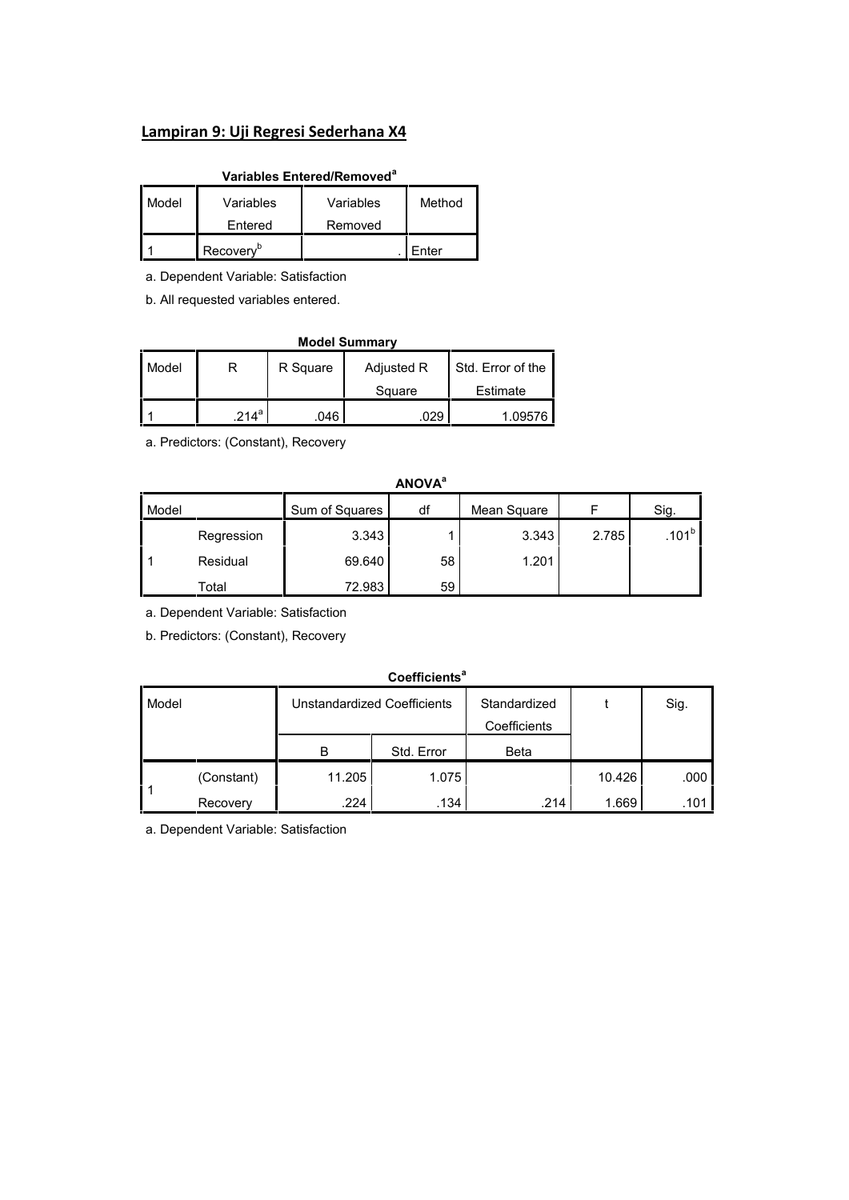## Lampiran 9: Uji Regresi Sederhana X4

**Variables Entered/Removed[a]**

| Model | Variables Entered | Variables Removed | Method |
|---|---|---|---|
| 1 | Recovery[b] | . | Enter |

a. Dependent Variable: Satisfaction

b. All requested variables entered.

**Model Summary**

| Model | R | R Square | Adjusted R Square | Std. Error of the Estimate |
|---|---|---|---|---|
| 1 | .214[a] | .046 | .029 | 1.09576 |

a. Predictors: (Constant), Recovery

**ANOVA[a]**

| Model | | Sum of Squares | df | Mean Square | F | Sig. |
|---|---|---|---|---|---|---|
| 1 | Regression | 3.343 | 1 | 3.343 | 2.785 | .101[b] |
| | Residual | 69.640 | 58 | 1.201 | | |
| | Total | 72.983 | 59 | | | |

a. Dependent Variable: Satisfaction

b. Predictors: (Constant), Recovery

**Coefficients[a]**

| Model | | Unstandardized Coefficients | | Standardized Coefficients | t | Sig. |
|---|---|---|---|---|---|---|
| | | B | Std. Error | Beta | | |
| 1 | (Constant) | 11.205 | 1.075 | | 10.426 | .000 |
| | Recovery | .224 | .134 | .214 | 1.669 | .101 |

a. Dependent Variable: Satisfaction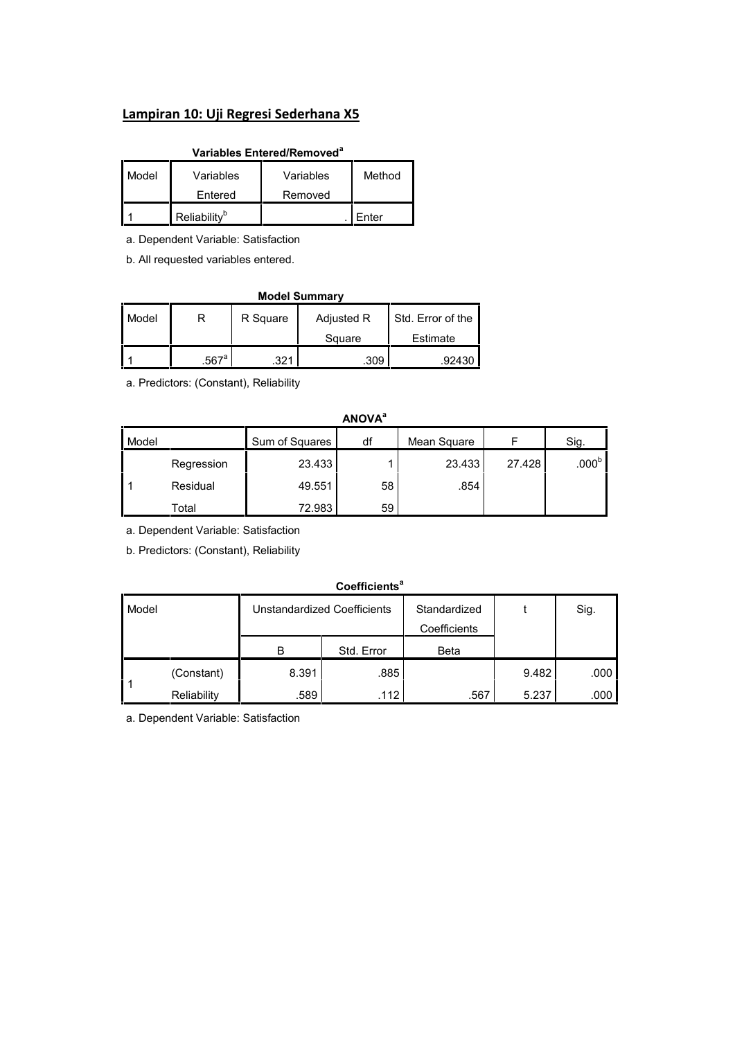## Lampiran 10: Uji Regresi Sederhana X5

**Variables Entered/Removed[a]**

| Model | Variables Entered | Variables Removed | Method |
|---|---|---|---|
| 1 | Reliability[b] | . | Enter |

a. Dependent Variable: Satisfaction

b. All requested variables entered.

**Model Summary**

| Model | R | R Square | Adjusted R Square | Std. Error of the Estimate |
|---|---|---|---|---|
| 1 | .567[a] | .321 | .309 | .92430 |

a. Predictors: (Constant), Reliability

**ANOVA[a]**

| Model | | Sum of Squares | df | Mean Square | F | Sig. |
|---|---|---|---|---|---|---|
| 1 | Regression | 23.433 | 1 | 23.433 | 27.428 | .000[b] |
| | Residual | 49.551 | 58 | .854 | | |
| | Total | 72.983 | 59 | | | |

a. Dependent Variable: Satisfaction

b. Predictors: (Constant), Reliability

**Coefficients[a]**

| Model | | Unstandardized Coefficients | | Standardized Coefficients | t | Sig. |
|---|---|---|---|---|---|---|
| | | B | Std. Error | Beta | | |
| 1 | (Constant) | 8.391 | .885 | | 9.482 | .000 |
| | Reliability | .589 | .112 | .567 | 5.237 | .000 |

a. Dependent Variable: Satisfaction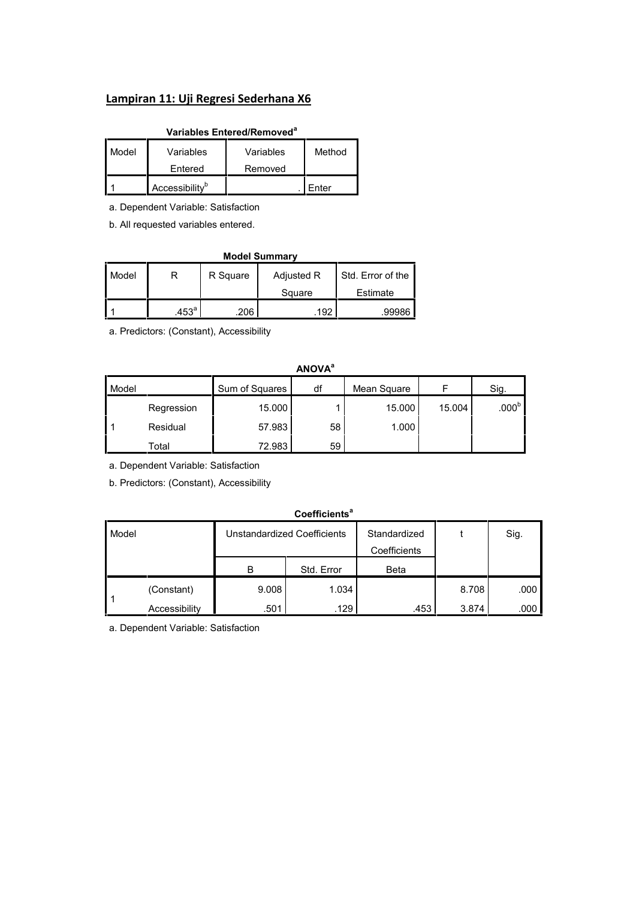## Lampiran 11: Uji Regresi Sederhana X6

**Variables Entered/Removed[a]**

| Model | Variables Entered | Variables Removed | Method |
|---|---|---|---|
| 1 | Accessibility[b] | . | Enter |

a. Dependent Variable: Satisfaction

b. All requested variables entered.

**Model Summary**

| Model | R | R Square | Adjusted R Square | Std. Error of the Estimate |
|---|---|---|---|---|
| 1 | .453[a] | .206 | .192 | .99986 |

a. Predictors: (Constant), Accessibility

**ANOVA[a]**

| Model | | Sum of Squares | df | Mean Square | F | Sig. |
|---|---|---|---|---|---|---|
| 1 | Regression | 15.000 | 1 | 15.000 | 15.004 | .000[b] |
| | Residual | 57.983 | 58 | 1.000 | | |
| | Total | 72.983 | 59 | | | |

a. Dependent Variable: Satisfaction

b. Predictors: (Constant), Accessibility

**Coefficients[a]**

| Model | | Unstandardized Coefficients | | Standardized Coefficients | t | Sig. |
|---|---|---|---|---|---|---|
| | | B | Std. Error | Beta | | |
| 1 | (Constant) | 9.008 | 1.034 | | 8.708 | .000 |
| | Accessibility | .501 | .129 | .453 | 3.874 | .000 |

a. Dependent Variable: Satisfaction